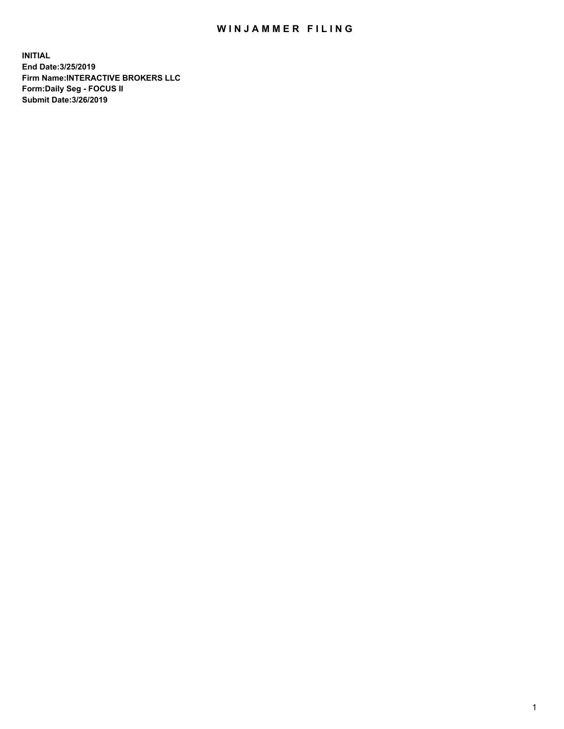# WINJAMMER FILING

**INITIAL**
**End Date:3/25/2019**
**Firm Name:INTERACTIVE BROKERS LLC**
**Form:Daily Seg - FOCUS II**
**Submit Date:3/26/2019**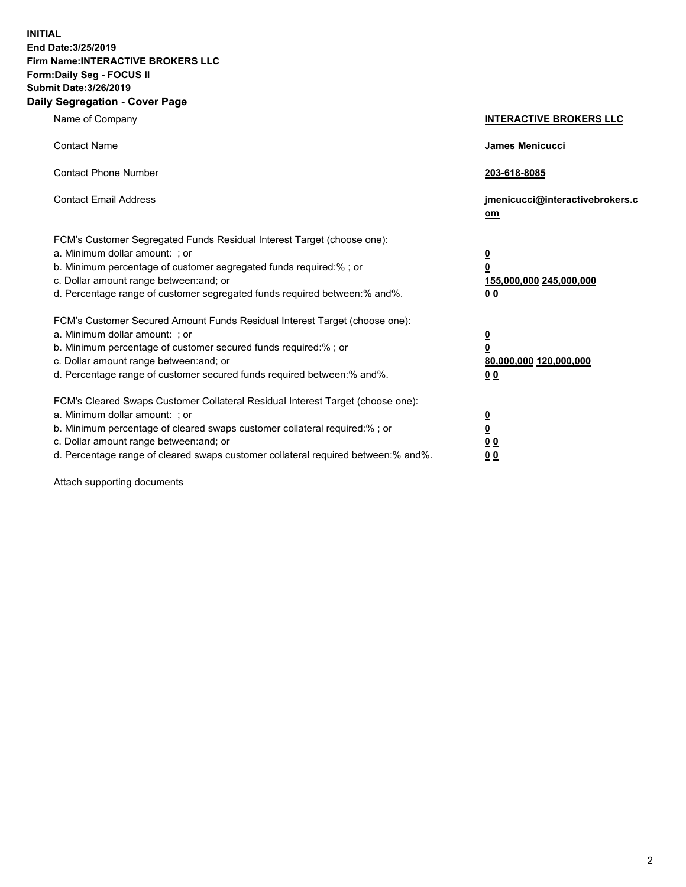**INITIAL**
**End Date:3/25/2019**
**Firm Name:INTERACTIVE BROKERS LLC**
**Form:Daily Seg - FOCUS II**
**Submit Date:3/26/2019**
**Daily Segregation - Cover Page**

| | |
|---|---|
| Name of Company | **INTERACTIVE BROKERS LLC** |
| Contact Name | **James Menicucci** |
| Contact Phone Number | **203-618-8085** |
| Contact Email Address | **jmenicucci@interactivebrokers.com** |
| FCM's Customer Segregated Funds Residual Interest Target (choose one): | |
| a. Minimum dollar amount: ; or | **0** |
| b. Minimum percentage of customer segregated funds required:% ; or | **0** |
| c. Dollar amount range between:and; or | **155,000,000 245,000,000** |
| d. Percentage range of customer segregated funds required between:% and%. | **0 0** |
| FCM's Customer Secured Amount Funds Residual Interest Target (choose one): | |
| a. Minimum dollar amount: ; or | **0** |
| b. Minimum percentage of customer secured funds required:% ; or | **0** |
| c. Dollar amount range between:and; or | **80,000,000 120,000,000** |
| d. Percentage range of customer secured funds required between:% and%. | **0 0** |
| FCM's Cleared Swaps Customer Collateral Residual Interest Target (choose one): | |
| a. Minimum dollar amount: ; or | **0** |
| b. Minimum percentage of cleared swaps customer collateral required:% ; or | **0** |
| c. Dollar amount range between:and; or | **0 0** |
| d. Percentage range of cleared swaps customer collateral required between:% and%. | **0 0** |

Attach supporting documents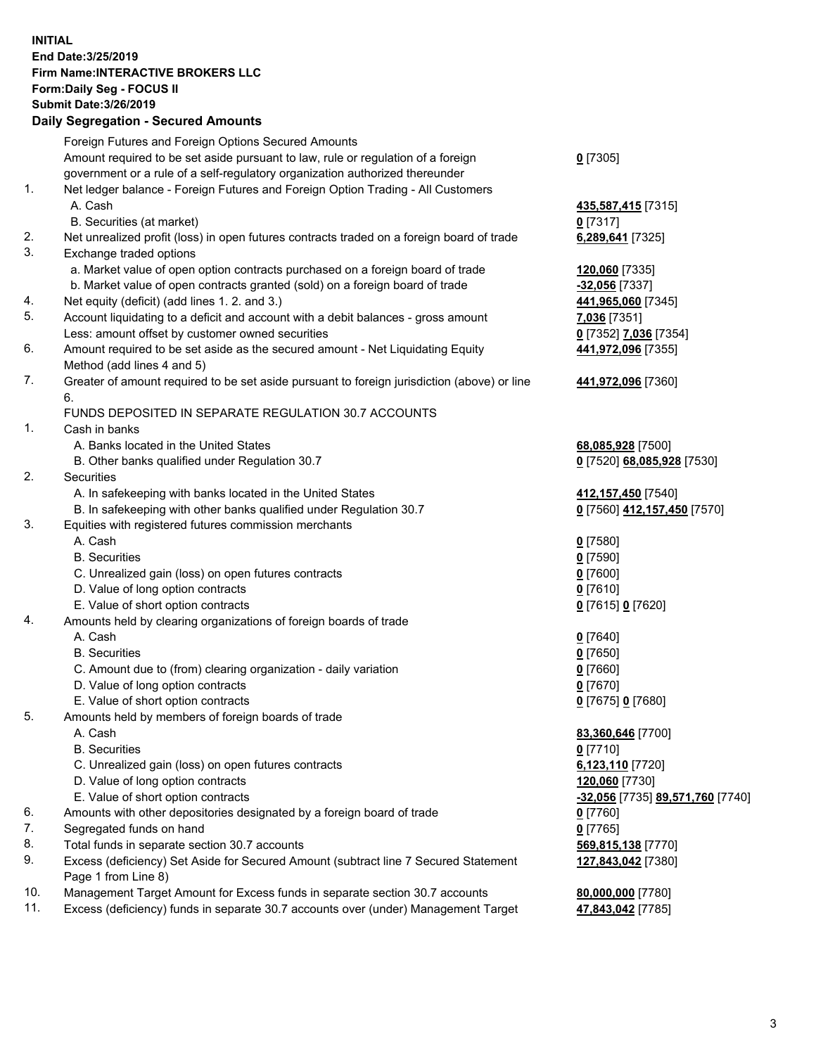**INITIAL**
**End Date:3/25/2019**
**Firm Name:INTERACTIVE BROKERS LLC**
**Form:Daily Seg - FOCUS II**
**Submit Date:3/26/2019**

### Daily Segregation - Secured Amounts

| | | |
|---|---|---|
| | Foreign Futures and Foreign Options Secured Amounts | |
| | Amount required to be set aside pursuant to law, rule or regulation of a foreign government or a rule of a self-regulatory organization authorized thereunder | **0** [7305] |
| 1. | Net ledger balance - Foreign Futures and Foreign Option Trading - All Customers | |
| | A. Cash | **435,587,415** [7315] |
| | B. Securities (at market) | **0** [7317] |
| 2. | Net unrealized profit (loss) in open futures contracts traded on a foreign board of trade | **6,289,641** [7325] |
| 3. | Exchange traded options | |
| | a. Market value of open option contracts purchased on a foreign board of trade | **120,060** [7335] |
| | b. Market value of open contracts granted (sold) on a foreign board of trade | **-32,056** [7337] |
| 4. | Net equity (deficit) (add lines 1. 2. and 3.) | **441,965,060** [7345] |
| 5. | Account liquidating to a deficit and account with a debit balances - gross amount | **7,036** [7351] |
| | Less: amount offset by customer owned securities | **0** [7352] **7,036** [7354] |
| 6. | Amount required to be set aside as the secured amount - Net Liquidating Equity Method (add lines 4 and 5) | **441,972,096** [7355] |
| 7. | Greater of amount required to be set aside pursuant to foreign jurisdiction (above) or line 6. | **441,972,096** [7360] |
| | FUNDS DEPOSITED IN SEPARATE REGULATION 30.7 ACCOUNTS | |
| 1. | Cash in banks | |
| | A. Banks located in the United States | **68,085,928** [7500] |
| | B. Other banks qualified under Regulation 30.7 | **0** [7520] **68,085,928** [7530] |
| 2. | Securities | |
| | A. In safekeeping with banks located in the United States | **412,157,450** [7540] |
| | B. In safekeeping with other banks qualified under Regulation 30.7 | **0** [7560] **412,157,450** [7570] |
| 3. | Equities with registered futures commission merchants | |
| | A. Cash | **0** [7580] |
| | B. Securities | **0** [7590] |
| | C. Unrealized gain (loss) on open futures contracts | **0** [7600] |
| | D. Value of long option contracts | **0** [7610] |
| | E. Value of short option contracts | **0** [7615] **0** [7620] |
| 4. | Amounts held by clearing organizations of foreign boards of trade | |
| | A. Cash | **0** [7640] |
| | B. Securities | **0** [7650] |
| | C. Amount due to (from) clearing organization - daily variation | **0** [7660] |
| | D. Value of long option contracts | **0** [7670] |
| | E. Value of short option contracts | **0** [7675] **0** [7680] |
| 5. | Amounts held by members of foreign boards of trade | |
| | A. Cash | **83,360,646** [7700] |
| | B. Securities | **0** [7710] |
| | C. Unrealized gain (loss) on open futures contracts | **6,123,110** [7720] |
| | D. Value of long option contracts | **120,060** [7730] |
| | E. Value of short option contracts | **-32,056** [7735] **89,571,760** [7740] |
| 6. | Amounts with other depositories designated by a foreign board of trade | **0** [7760] |
| 7. | Segregated funds on hand | **0** [7765] |
| 8. | Total funds in separate section 30.7 accounts | **569,815,138** [7770] |
| 9. | Excess (deficiency) Set Aside for Secured Amount (subtract line 7 Secured Statement Page 1 from Line 8) | **127,843,042** [7380] |
| 10. | Management Target Amount for Excess funds in separate section 30.7 accounts | **80,000,000** [7780] |
| 11. | Excess (deficiency) funds in separate 30.7 accounts over (under) Management Target | **47,843,042** [7785] |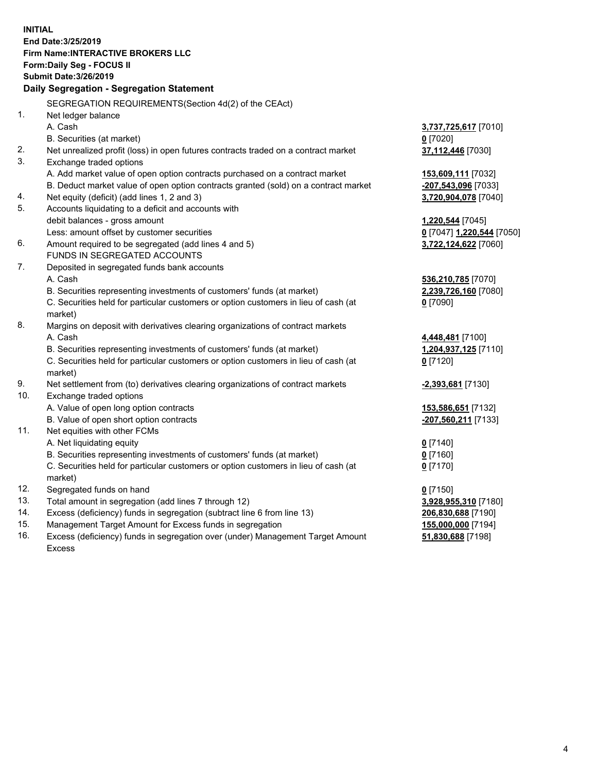**INITIAL**
**End Date:3/25/2019**
**Firm Name:INTERACTIVE BROKERS LLC**
**Form:Daily Seg - FOCUS II**
**Submit Date:3/26/2019**

**Daily Segregation - Segregation Statement**

| | | |
|---|---|---|
| | SEGREGATION REQUIREMENTS(Section 4d(2) of the CEAct) | |
| 1. | Net ledger balance | |
| | A. Cash | **3,737,725,617** [7010] |
| | B. Securities (at market) | **0** [7020] |
| 2. | Net unrealized profit (loss) in open futures contracts traded on a contract market | **37,112,446** [7030] |
| 3. | Exchange traded options | |
| | A. Add market value of open option contracts purchased on a contract market | **153,609,111** [7032] |
| | B. Deduct market value of open option contracts granted (sold) on a contract market | **-207,543,096** [7033] |
| 4. | Net equity (deficit) (add lines 1, 2 and 3) | **3,720,904,078** [7040] |
| 5. | Accounts liquidating to a deficit and accounts with | |
| | debit balances - gross amount | **1,220,544** [7045] |
| | Less: amount offset by customer securities | **0** [7047] **1,220,544** [7050] |
| 6. | Amount required to be segregated (add lines 4 and 5) | **3,722,124,622** [7060] |
| | FUNDS IN SEGREGATED ACCOUNTS | |
| 7. | Deposited in segregated funds bank accounts | |
| | A. Cash | **536,210,785** [7070] |
| | B. Securities representing investments of customers' funds (at market) | **2,239,726,160** [7080] |
| | C. Securities held for particular customers or option customers in lieu of cash (at market) | **0** [7090] |
| 8. | Margins on deposit with derivatives clearing organizations of contract markets | |
| | A. Cash | **4,448,481** [7100] |
| | B. Securities representing investments of customers' funds (at market) | **1,204,937,125** [7110] |
| | C. Securities held for particular customers or option customers in lieu of cash (at market) | **0** [7120] |
| 9. | Net settlement from (to) derivatives clearing organizations of contract markets | **-2,393,681** [7130] |
| 10. | Exchange traded options | |
| | A. Value of open long option contracts | **153,586,651** [7132] |
| | B. Value of open short option contracts | **-207,560,211** [7133] |
| 11. | Net equities with other FCMs | |
| | A. Net liquidating equity | **0** [7140] |
| | B. Securities representing investments of customers' funds (at market) | **0** [7160] |
| | C. Securities held for particular customers or option customers in lieu of cash (at market) | **0** [7170] |
| 12. | Segregated funds on hand | **0** [7150] |
| 13. | Total amount in segregation (add lines 7 through 12) | **3,928,955,310** [7180] |
| 14. | Excess (deficiency) funds in segregation (subtract line 6 from line 13) | **206,830,688** [7190] |
| 15. | Management Target Amount for Excess funds in segregation | **155,000,000** [7194] |
| 16. | Excess (deficiency) funds in segregation over (under) Management Target Amount Excess | **51,830,688** [7198] |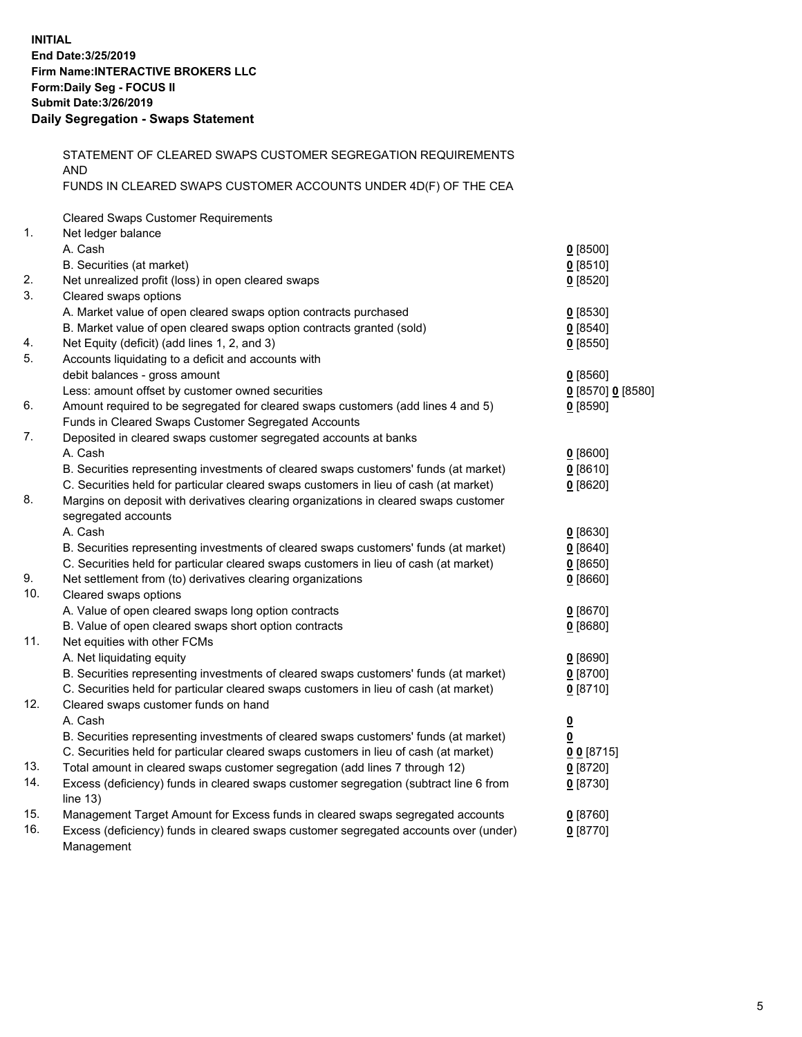**INITIAL**
**End Date:3/25/2019**
**Firm Name:INTERACTIVE BROKERS LLC**
**Form:Daily Seg - FOCUS II**
**Submit Date:3/26/2019**
**Daily Segregation - Swaps Statement**

STATEMENT OF CLEARED SWAPS CUSTOMER SEGREGATION REQUIREMENTS AND FUNDS IN CLEARED SWAPS CUSTOMER ACCOUNTS UNDER 4D(F) OF THE CEA

| | | |
|---|---|---|
| | Cleared Swaps Customer Requirements | |
| 1. | Net ledger balance | |
| | A. Cash | 0 [8500] |
| | B. Securities (at market) | 0 [8510] |
| 2. | Net unrealized profit (loss) in open cleared swaps | 0 [8520] |
| 3. | Cleared swaps options | |
| | A. Market value of open cleared swaps option contracts purchased | 0 [8530] |
| | B. Market value of open cleared swaps option contracts granted (sold) | 0 [8540] |
| 4. | Net Equity (deficit) (add lines 1, 2, and 3) | 0 [8550] |
| 5. | Accounts liquidating to a deficit and accounts with debit balances - gross amount | 0 [8560] |
| | Less: amount offset by customer owned securities | 0 [8570] 0 [8580] |
| 6. | Amount required to be segregated for cleared swaps customers (add lines 4 and 5) | 0 [8590] |
| | Funds in Cleared Swaps Customer Segregated Accounts | |
| 7. | Deposited in cleared swaps customer segregated accounts at banks | |
| | A. Cash | 0 [8600] |
| | B. Securities representing investments of cleared swaps customers' funds (at market) | 0 [8610] |
| | C. Securities held for particular cleared swaps customers in lieu of cash (at market) | 0 [8620] |
| 8. | Margins on deposit with derivatives clearing organizations in cleared swaps customer segregated accounts | |
| | A. Cash | 0 [8630] |
| | B. Securities representing investments of cleared swaps customers' funds (at market) | 0 [8640] |
| | C. Securities held for particular cleared swaps customers in lieu of cash (at market) | 0 [8650] |
| 9. | Net settlement from (to) derivatives clearing organizations | 0 [8660] |
| 10. | Cleared swaps options | |
| | A. Value of open cleared swaps long option contracts | 0 [8670] |
| | B. Value of open cleared swaps short option contracts | 0 [8680] |
| 11. | Net equities with other FCMs | |
| | A. Net liquidating equity | 0 [8690] |
| | B. Securities representing investments of cleared swaps customers' funds (at market) | 0 [8700] |
| | C. Securities held for particular cleared swaps customers in lieu of cash (at market) | 0 [8710] |
| 12. | Cleared swaps customer funds on hand | |
| | A. Cash | 0 |
| | B. Securities representing investments of cleared swaps customers' funds (at market) | 0 |
| | C. Securities held for particular cleared swaps customers in lieu of cash (at market) | 0 0 [8715] |
| 13. | Total amount in cleared swaps customer segregation (add lines 7 through 12) | 0 [8720] |
| 14. | Excess (deficiency) funds in cleared swaps customer segregation (subtract line 6 from line 13) | 0 [8730] |
| 15. | Management Target Amount for Excess funds in cleared swaps segregated accounts | 0 [8760] |
| 16. | Excess (deficiency) funds in cleared swaps customer segregated accounts over (under) Management | 0 [8770] |